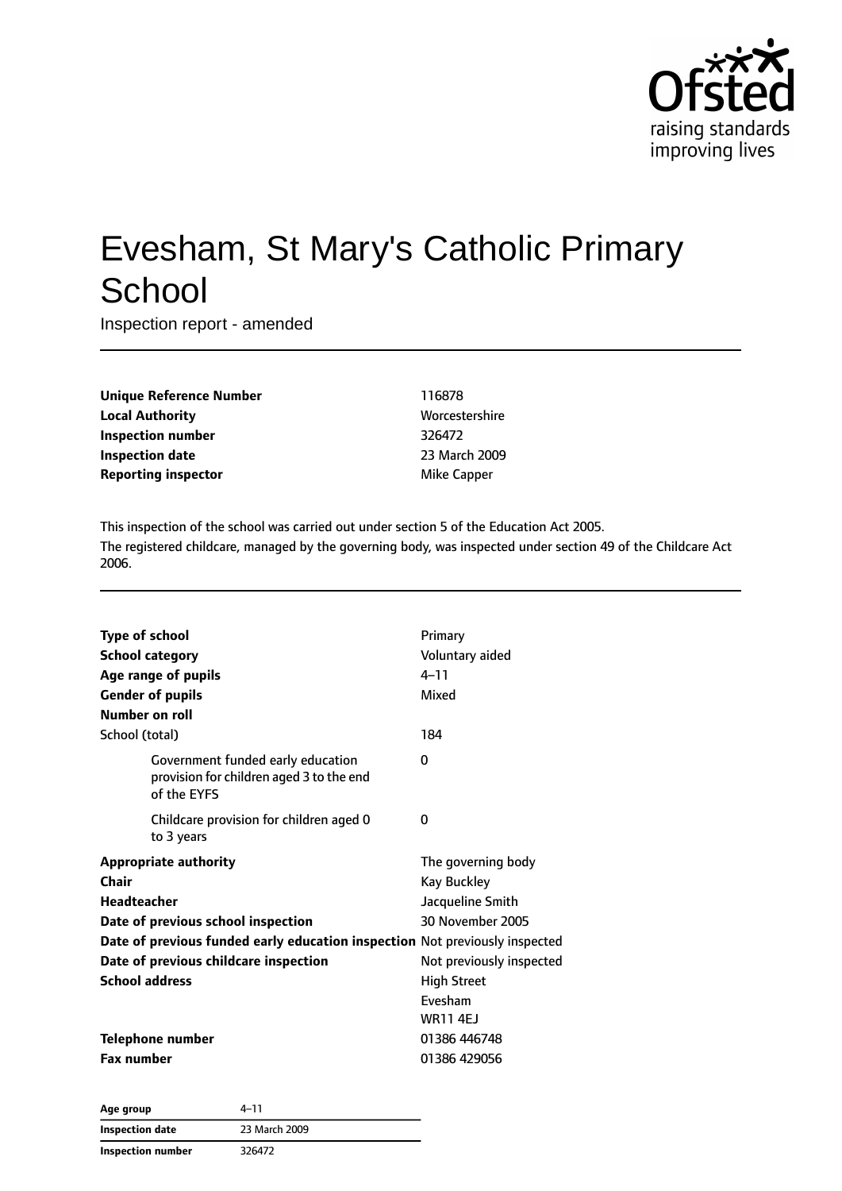# Evesham, St Mary's Catholic Primary School

Inspection report - amended

| | |
|---|---|
| **Unique Reference Number** | 116878 |
| **Local Authority** | Worcestershire |
| **Inspection number** | 326472 |
| **Inspection date** | 23 March 2009 |
| **Reporting inspector** | Mike Capper |

This inspection of the school was carried out under section 5 of the Education Act 2005.

The registered childcare, managed by the governing body, was inspected under section 49 of the Childcare Act 2006.

| | |
|---|---|
| **Type of school** | Primary |
| **School category** | Voluntary aided |
| **Age range of pupils** | 4–11 |
| **Gender of pupils** | Mixed |
| **Number on roll** | |
| School (total) | 184 |
| Government funded early education provision for children aged 3 to the end of the EYFS | 0 |
| Childcare provision for children aged 0 to 3 years | 0 |
| **Appropriate authority** | The governing body |
| **Chair** | Kay Buckley |
| **Headteacher** | Jacqueline Smith |
| **Date of previous school inspection** | 30 November 2005 |
| **Date of previous funded early education inspection** | Not previously inspected |
| **Date of previous childcare inspection** | Not previously inspected |
| **School address** | High Street<br>Evesham<br>WR11 4EJ |
| **Telephone number** | 01386 446748 |
| **Fax number** | 01386 429056 |

| | |
|---|---|
| **Age group** | 4–11 |
| **Inspection date** | 23 March 2009 |
| **Inspection number** | 326472 |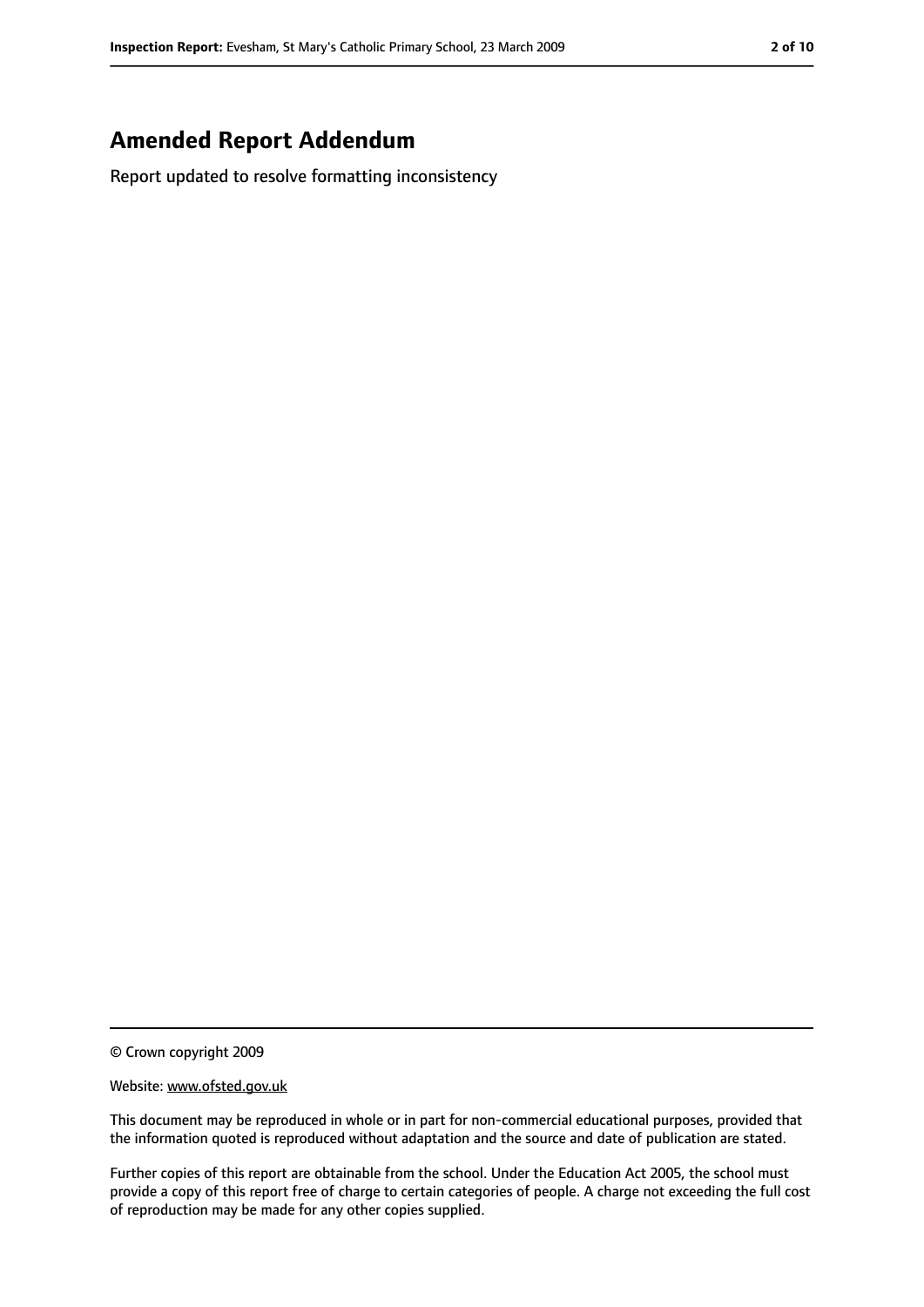## Amended Report Addendum

Report updated to resolve formatting inconsistency

© Crown copyright 2009

Website: www.ofsted.gov.uk

This document may be reproduced in whole or in part for non-commercial educational purposes, provided that the information quoted is reproduced without adaptation and the source and date of publication are stated.

Further copies of this report are obtainable from the school. Under the Education Act 2005, the school must provide a copy of this report free of charge to certain categories of people. A charge not exceeding the full cost of reproduction may be made for any other copies supplied.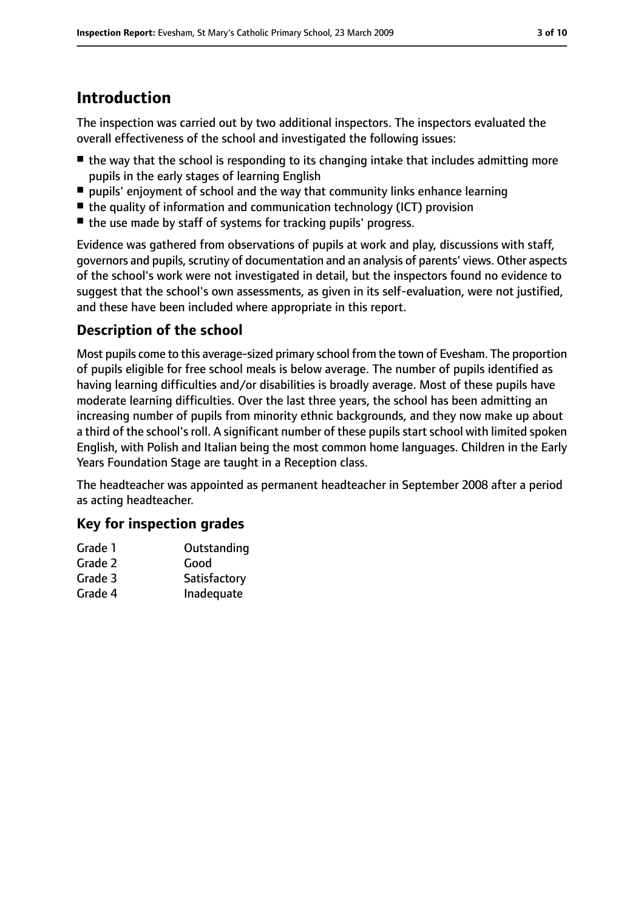# Introduction

The inspection was carried out by two additional inspectors. The inspectors evaluated the overall effectiveness of the school and investigated the following issues:

- the way that the school is responding to its changing intake that includes admitting more pupils in the early stages of learning English
- pupils' enjoyment of school and the way that community links enhance learning
- the quality of information and communication technology (ICT) provision
- the use made by staff of systems for tracking pupils' progress.

Evidence was gathered from observations of pupils at work and play, discussions with staff, governors and pupils, scrutiny of documentation and an analysis of parents' views. Other aspects of the school's work were not investigated in detail, but the inspectors found no evidence to suggest that the school's own assessments, as given in its self-evaluation, were not justified, and these have been included where appropriate in this report.

## Description of the school

Most pupils come to this average-sized primary school from the town of Evesham. The proportion of pupils eligible for free school meals is below average. The number of pupils identified as having learning difficulties and/or disabilities is broadly average. Most of these pupils have moderate learning difficulties. Over the last three years, the school has been admitting an increasing number of pupils from minority ethnic backgrounds, and they now make up about a third of the school's roll. A significant number of these pupils start school with limited spoken English, with Polish and Italian being the most common home languages. Children in the Early Years Foundation Stage are taught in a Reception class.

The headteacher was appointed as permanent headteacher in September 2008 after a period as acting headteacher.

## Key for inspection grades

| | |
|---|---|
| Grade 1 | Outstanding |
| Grade 2 | Good |
| Grade 3 | Satisfactory |
| Grade 4 | Inadequate |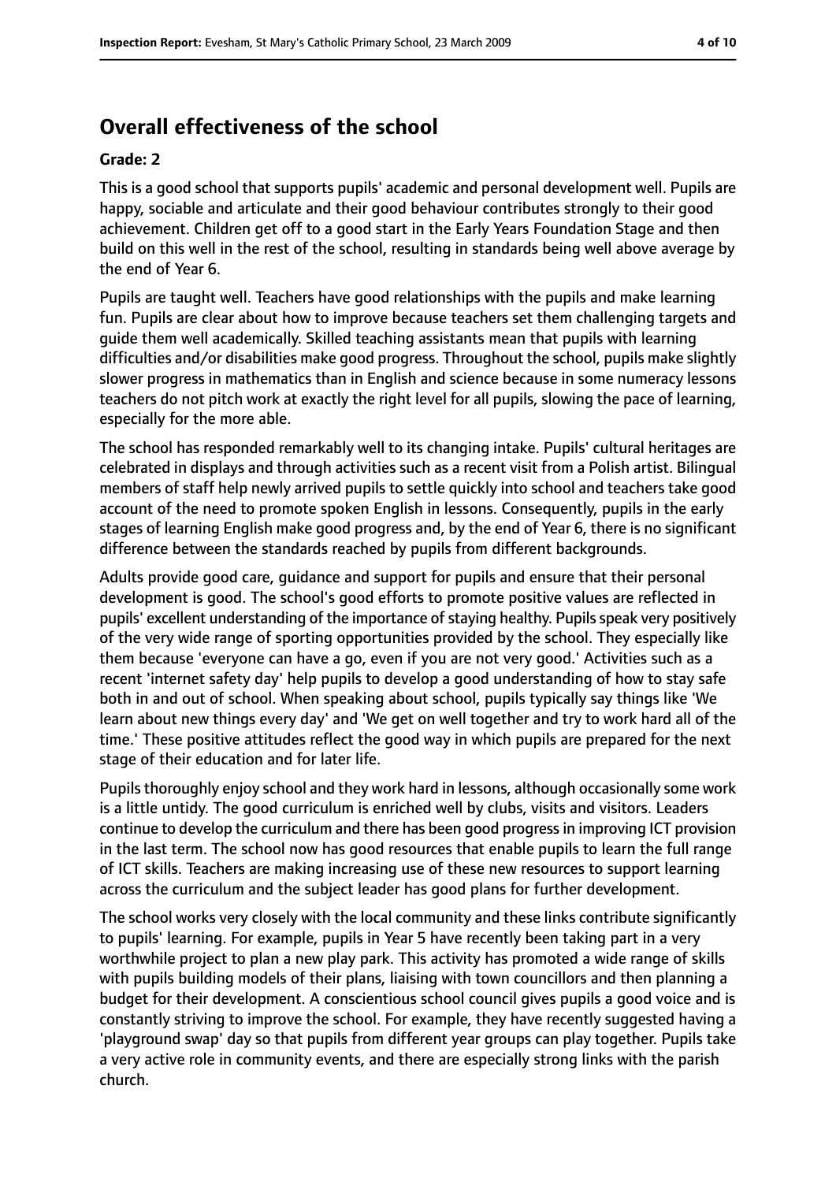## Overall effectiveness of the school

**Grade: 2**

This is a good school that supports pupils' academic and personal development well. Pupils are happy, sociable and articulate and their good behaviour contributes strongly to their good achievement. Children get off to a good start in the Early Years Foundation Stage and then build on this well in the rest of the school, resulting in standards being well above average by the end of Year 6.

Pupils are taught well. Teachers have good relationships with the pupils and make learning fun. Pupils are clear about how to improve because teachers set them challenging targets and guide them well academically. Skilled teaching assistants mean that pupils with learning difficulties and/or disabilities make good progress. Throughout the school, pupils make slightly slower progress in mathematics than in English and science because in some numeracy lessons teachers do not pitch work at exactly the right level for all pupils, slowing the pace of learning, especially for the more able.

The school has responded remarkably well to its changing intake. Pupils' cultural heritages are celebrated in displays and through activities such as a recent visit from a Polish artist. Bilingual members of staff help newly arrived pupils to settle quickly into school and teachers take good account of the need to promote spoken English in lessons. Consequently, pupils in the early stages of learning English make good progress and, by the end of Year 6, there is no significant difference between the standards reached by pupils from different backgrounds.

Adults provide good care, guidance and support for pupils and ensure that their personal development is good. The school's good efforts to promote positive values are reflected in pupils' excellent understanding of the importance of staying healthy. Pupils speak very positively of the very wide range of sporting opportunities provided by the school. They especially like them because 'everyone can have a go, even if you are not very good.' Activities such as a recent 'internet safety day' help pupils to develop a good understanding of how to stay safe both in and out of school. When speaking about school, pupils typically say things like 'We learn about new things every day' and 'We get on well together and try to work hard all of the time.' These positive attitudes reflect the good way in which pupils are prepared for the next stage of their education and for later life.

Pupils thoroughly enjoy school and they work hard in lessons, although occasionally some work is a little untidy. The good curriculum is enriched well by clubs, visits and visitors. Leaders continue to develop the curriculum and there has been good progress in improving ICT provision in the last term. The school now has good resources that enable pupils to learn the full range of ICT skills. Teachers are making increasing use of these new resources to support learning across the curriculum and the subject leader has good plans for further development.

The school works very closely with the local community and these links contribute significantly to pupils' learning. For example, pupils in Year 5 have recently been taking part in a very worthwhile project to plan a new play park. This activity has promoted a wide range of skills with pupils building models of their plans, liaising with town councillors and then planning a budget for their development. A conscientious school council gives pupils a good voice and is constantly striving to improve the school. For example, they have recently suggested having a 'playground swap' day so that pupils from different year groups can play together. Pupils take a very active role in community events, and there are especially strong links with the parish church.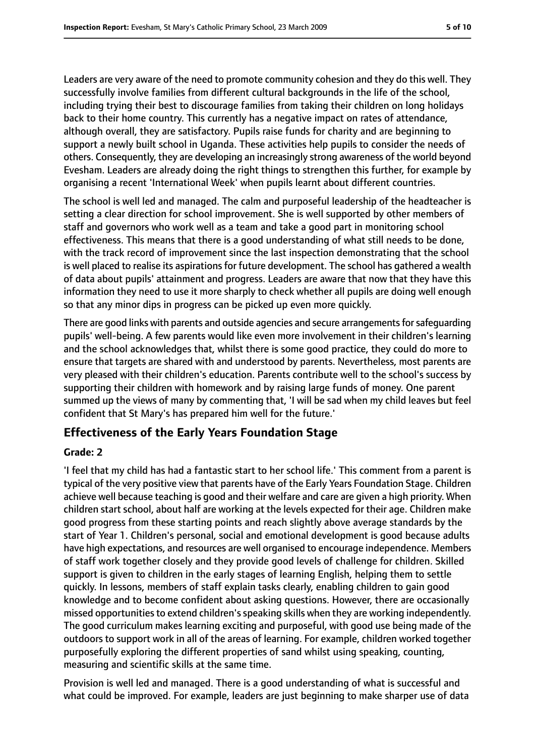Leaders are very aware of the need to promote community cohesion and they do this well. They successfully involve families from different cultural backgrounds in the life of the school, including trying their best to discourage families from taking their children on long holidays back to their home country. This currently has a negative impact on rates of attendance, although overall, they are satisfactory. Pupils raise funds for charity and are beginning to support a newly built school in Uganda. These activities help pupils to consider the needs of others. Consequently, they are developing an increasingly strong awareness of the world beyond Evesham. Leaders are already doing the right things to strengthen this further, for example by organising a recent 'International Week' when pupils learnt about different countries.

The school is well led and managed. The calm and purposeful leadership of the headteacher is setting a clear direction for school improvement. She is well supported by other members of staff and governors who work well as a team and take a good part in monitoring school effectiveness. This means that there is a good understanding of what still needs to be done, with the track record of improvement since the last inspection demonstrating that the school is well placed to realise its aspirations for future development. The school has gathered a wealth of data about pupils' attainment and progress. Leaders are aware that now that they have this information they need to use it more sharply to check whether all pupils are doing well enough so that any minor dips in progress can be picked up even more quickly.

There are good links with parents and outside agencies and secure arrangements for safeguarding pupils' well-being. A few parents would like even more involvement in their children's learning and the school acknowledges that, whilst there is some good practice, they could do more to ensure that targets are shared with and understood by parents. Nevertheless, most parents are very pleased with their children's education. Parents contribute well to the school's success by supporting their children with homework and by raising large funds of money. One parent summed up the views of many by commenting that, 'I will be sad when my child leaves but feel confident that St Mary's has prepared him well for the future.'

## Effectiveness of the Early Years Foundation Stage

### Grade: 2

'I feel that my child has had a fantastic start to her school life.' This comment from a parent is typical of the very positive view that parents have of the Early Years Foundation Stage. Children achieve well because teaching is good and their welfare and care are given a high priority. When children start school, about half are working at the levels expected for their age. Children make good progress from these starting points and reach slightly above average standards by the start of Year 1. Children's personal, social and emotional development is good because adults have high expectations, and resources are well organised to encourage independence. Members of staff work together closely and they provide good levels of challenge for children. Skilled support is given to children in the early stages of learning English, helping them to settle quickly. In lessons, members of staff explain tasks clearly, enabling children to gain good knowledge and to become confident about asking questions. However, there are occasionally missed opportunities to extend children's speaking skills when they are working independently. The good curriculum makes learning exciting and purposeful, with good use being made of the outdoors to support work in all of the areas of learning. For example, children worked together purposefully exploring the different properties of sand whilst using speaking, counting, measuring and scientific skills at the same time.

Provision is well led and managed. There is a good understanding of what is successful and what could be improved. For example, leaders are just beginning to make sharper use of data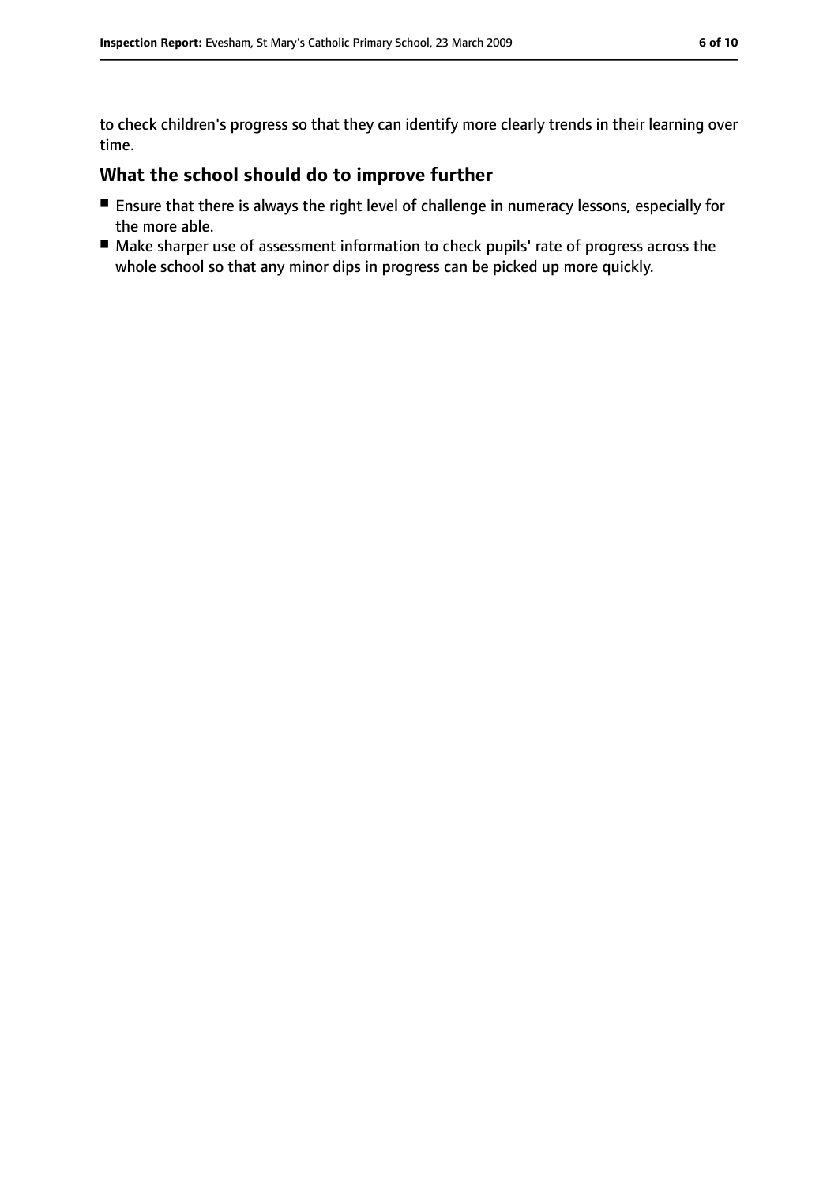to check children's progress so that they can identify more clearly trends in their learning over time.

## What the school should do to improve further

- Ensure that there is always the right level of challenge in numeracy lessons, especially for the more able.
- Make sharper use of assessment information to check pupils' rate of progress across the whole school so that any minor dips in progress can be picked up more quickly.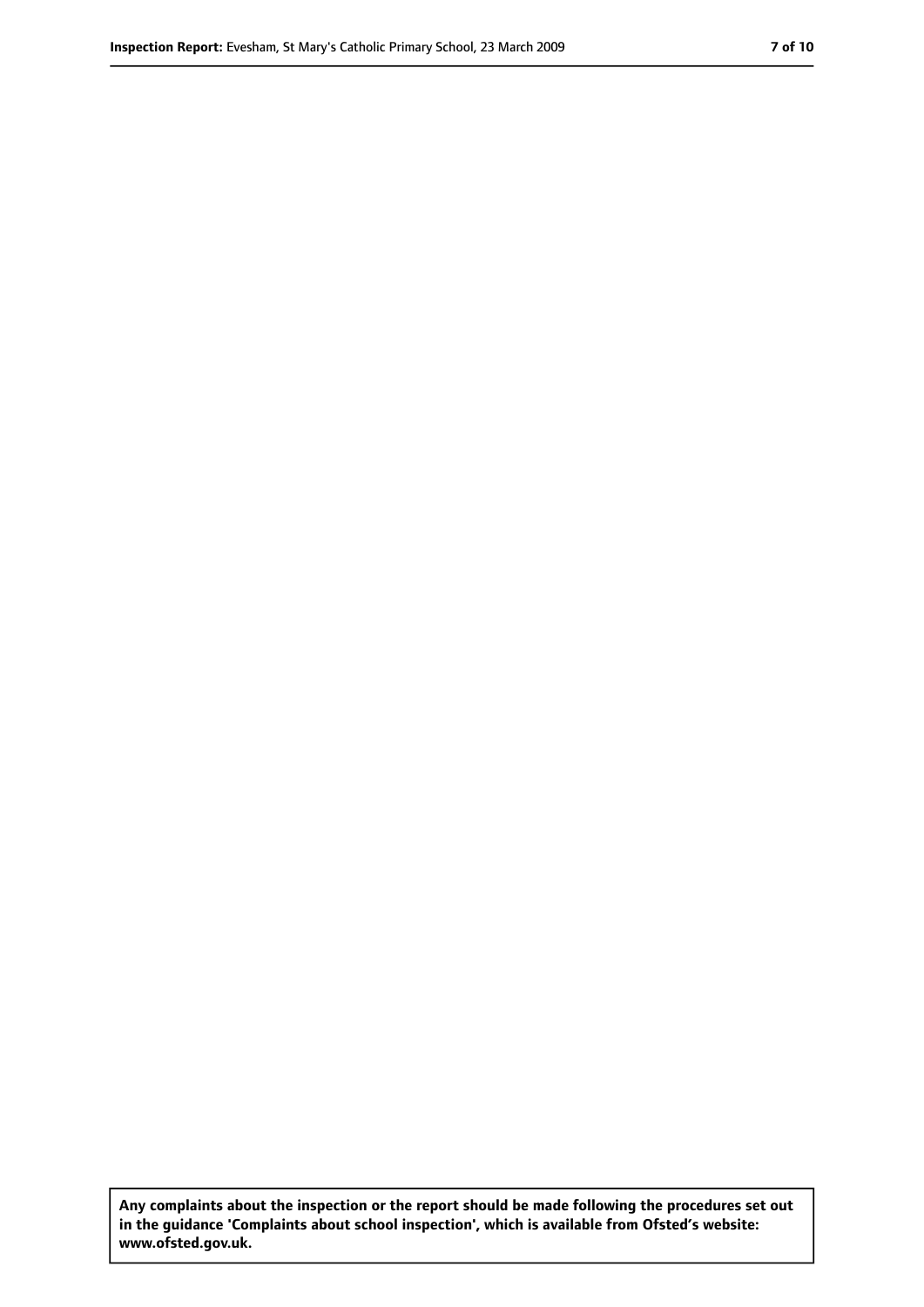**Any complaints about the inspection or the report should be made following the procedures set out in the guidance 'Complaints about school inspection', which is available from Ofsted's website: www.ofsted.gov.uk.**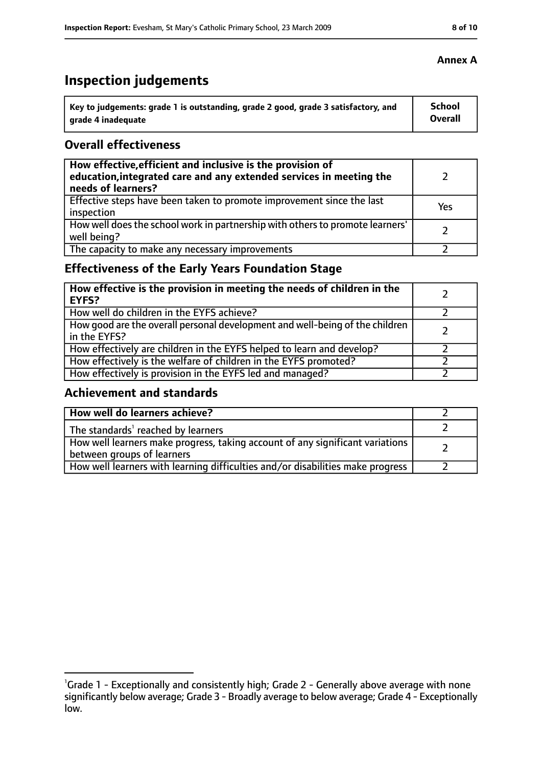**Annex A**

# Inspection judgements

| Key to judgements: grade 1 is outstanding, grade 2 good, grade 3 satisfactory, and grade 4 inadequate | School Overall |
|---|---|

## Overall effectiveness

| | |
|---|---|
| **How effective, efficient and inclusive is the provision of education, integrated care and any extended services in meeting the needs of learners?** | 2 |
| Effective steps have been taken to promote improvement since the last inspection | Yes |
| How well does the school work in partnership with others to promote learners' well being? | 2 |
| The capacity to make any necessary improvements | 2 |

## Effectiveness of the Early Years Foundation Stage

| | |
|---|---|
| **How effective is the provision in meeting the needs of children in the EYFS?** | 2 |
| How well do children in the EYFS achieve? | 2 |
| How good are the overall personal development and well-being of the children in the EYFS? | 2 |
| How effectively are children in the EYFS helped to learn and develop? | 2 |
| How effectively is the welfare of children in the EYFS promoted? | 2 |
| How effectively is provision in the EYFS led and managed? | 2 |

## Achievement and standards

| | |
|---|---|
| **How well do learners achieve?** | 2 |
| The standards[1] reached by learners | 2 |
| How well learners make progress, taking account of any significant variations between groups of learners | 2 |
| How well learners with learning difficulties and/or disabilities make progress | 2 |

[1] Grade 1 - Exceptionally and consistently high; Grade 2 - Generally above average with none significantly below average; Grade 3 - Broadly average to below average; Grade 4 - Exceptionally low.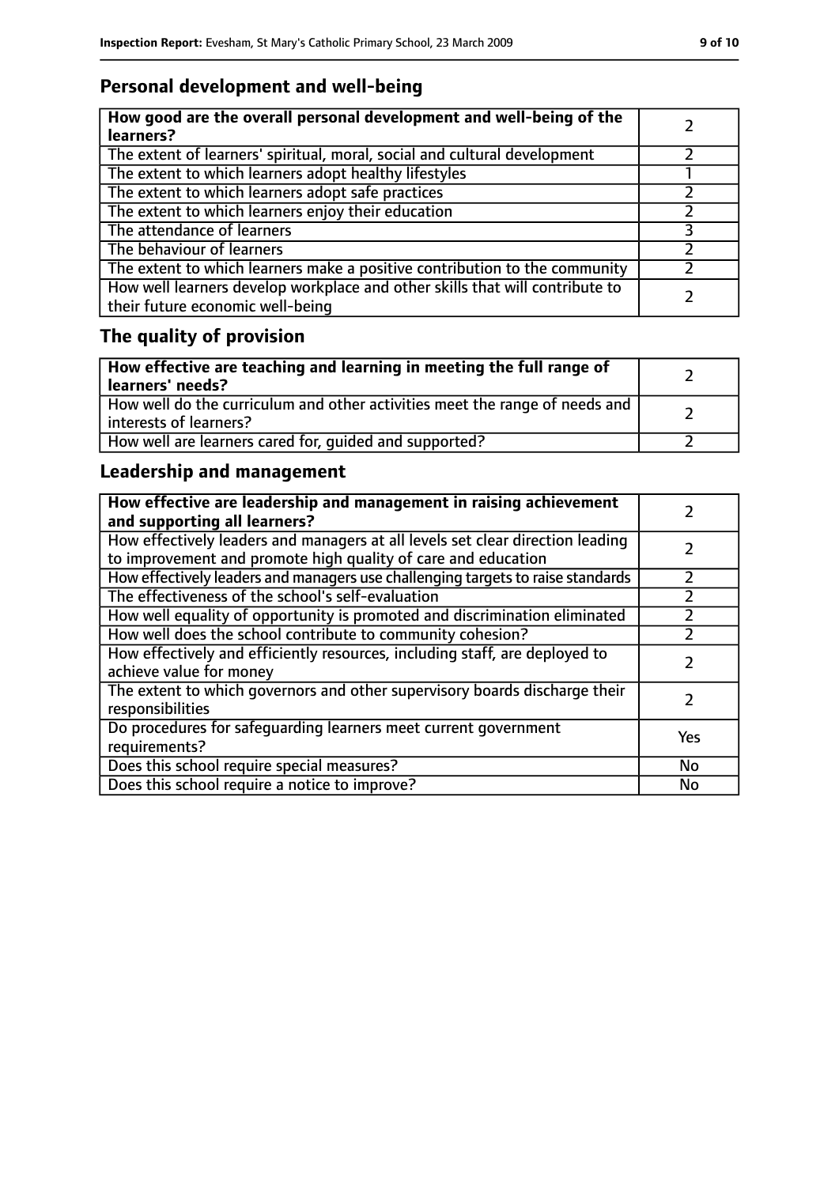## Personal development and well-being

| **How good are the overall personal development and well-being of the learners?** | 2 |
|---|---|
| The extent of learners' spiritual, moral, social and cultural development | 2 |
| The extent to which learners adopt healthy lifestyles | 1 |
| The extent to which learners adopt safe practices | 2 |
| The extent to which learners enjoy their education | 2 |
| The attendance of learners | 3 |
| The behaviour of learners | 2 |
| The extent to which learners make a positive contribution to the community | 2 |
| How well learners develop workplace and other skills that will contribute to their future economic well-being | 2 |

## The quality of provision

| **How effective are teaching and learning in meeting the full range of learners' needs?** | 2 |
|---|---|
| How well do the curriculum and other activities meet the range of needs and interests of learners? | 2 |
| How well are learners cared for, guided and supported? | 2 |

## Leadership and management

| **How effective are leadership and management in raising achievement and supporting all learners?** | 2 |
|---|---|
| How effectively leaders and managers at all levels set clear direction leading to improvement and promote high quality of care and education | 2 |
| How effectively leaders and managers use challenging targets to raise standards | 2 |
| The effectiveness of the school's self-evaluation | 2 |
| How well equality of opportunity is promoted and discrimination eliminated | 2 |
| How well does the school contribute to community cohesion? | 2 |
| How effectively and efficiently resources, including staff, are deployed to achieve value for money | 2 |
| The extent to which governors and other supervisory boards discharge their responsibilities | 2 |
| Do procedures for safeguarding learners meet current government requirements? | Yes |
| Does this school require special measures? | No |
| Does this school require a notice to improve? | No |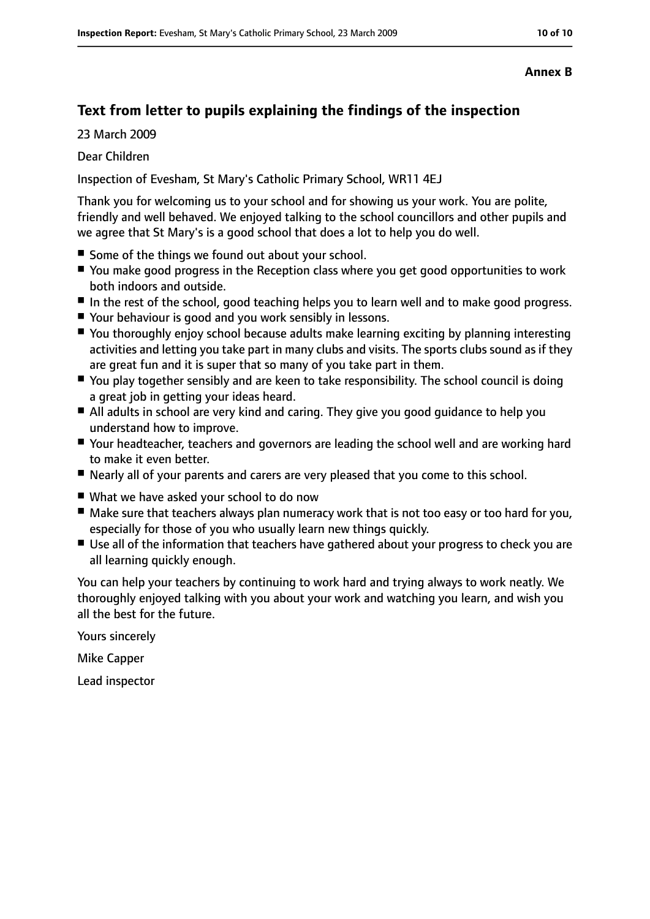**Annex B**

## Text from letter to pupils explaining the findings of the inspection

23 March 2009

Dear Children

Inspection of Evesham, St Mary's Catholic Primary School, WR11 4EJ

Thank you for welcoming us to your school and for showing us your work. You are polite, friendly and well behaved. We enjoyed talking to the school councillors and other pupils and we agree that St Mary's is a good school that does a lot to help you do well.

- Some of the things we found out about your school.
- You make good progress in the Reception class where you get good opportunities to work both indoors and outside.
- In the rest of the school, good teaching helps you to learn well and to make good progress.
- Your behaviour is good and you work sensibly in lessons.
- You thoroughly enjoy school because adults make learning exciting by planning interesting activities and letting you take part in many clubs and visits. The sports clubs sound as if they are great fun and it is super that so many of you take part in them.
- You play together sensibly and are keen to take responsibility. The school council is doing a great job in getting your ideas heard.
- All adults in school are very kind and caring. They give you good guidance to help you understand how to improve.
- Your headteacher, teachers and governors are leading the school well and are working hard to make it even better.
- Nearly all of your parents and carers are very pleased that you come to this school.

- What we have asked your school to do now
- Make sure that teachers always plan numeracy work that is not too easy or too hard for you, especially for those of you who usually learn new things quickly.
- Use all of the information that teachers have gathered about your progress to check you are all learning quickly enough.

You can help your teachers by continuing to work hard and trying always to work neatly. We thoroughly enjoyed talking with you about your work and watching you learn, and wish you all the best for the future.

Yours sincerely

Mike Capper

Lead inspector